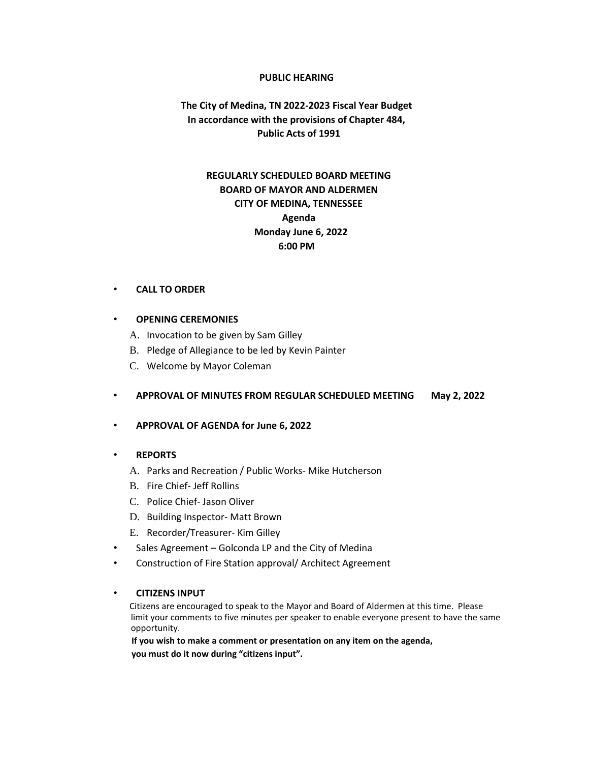**PUBLIC HEARING**

**The City of Medina, TN 2022-2023 Fiscal Year Budget**
**In accordance with the provisions of Chapter 484,**
**Public Acts of 1991**

**REGULARLY SCHEDULED BOARD MEETING**
**BOARD OF MAYOR AND ALDERMEN**
**CITY OF MEDINA, TENNESSEE**
**Agenda**
**Monday June 6, 2022**
**6:00 PM**

- **CALL TO ORDER**

- **OPENING CEREMONIES**
  - A. Invocation to be given by Sam Gilley
  - B. Pledge of Allegiance to be led by Kevin Painter
  - C. Welcome by Mayor Coleman

- **APPROVAL OF MINUTES FROM REGULAR SCHEDULED MEETING May 2, 2022**

- **APPROVAL OF AGENDA for June 6, 2022**

- **REPORTS**
  - A. Parks and Recreation / Public Works- Mike Hutcherson
  - B. Fire Chief- Jeff Rollins
  - C. Police Chief- Jason Oliver
  - D. Building Inspector- Matt Brown
  - E. Recorder/Treasurer- Kim Gilley
- Sales Agreement – Golconda LP and the City of Medina
- Construction of Fire Station approval/ Architect Agreement

- **CITIZENS INPUT**

  Citizens are encouraged to speak to the Mayor and Board of Aldermen at this time. Please limit your comments to five minutes per speaker to enable everyone present to have the same opportunity.

  **If you wish to make a comment or presentation on any item on the agenda, you must do it now during "citizens input".**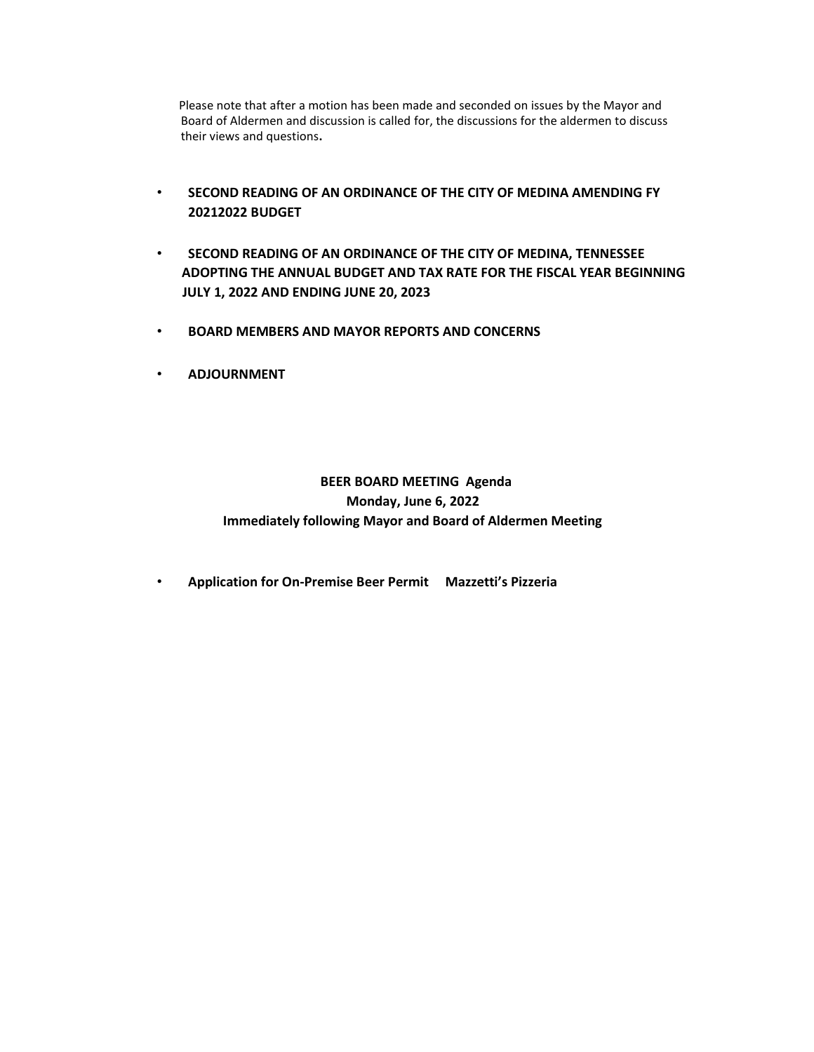Please note that after a motion has been made and seconded on issues by the Mayor and Board of Aldermen and discussion is called for, the discussions for the aldermen to discuss their views and questions**.**

- **SECOND READING OF AN ORDINANCE OF THE CITY OF MEDINA AMENDING FY 20212022 BUDGET**
- **SECOND READING OF AN ORDINANCE OF THE CITY OF MEDINA, TENNESSEE ADOPTING THE ANNUAL BUDGET AND TAX RATE FOR THE FISCAL YEAR BEGINNING JULY 1, 2022 AND ENDING JUNE 20, 2023**
- **BOARD MEMBERS AND MAYOR REPORTS AND CONCERNS**
- **ADJOURNMENT**

**BEER BOARD MEETING Agenda**

**Monday, June 6, 2022**

**Immediately following Mayor and Board of Aldermen Meeting**

- **Application for On-Premise Beer Permit Mazzetti's Pizzeria**